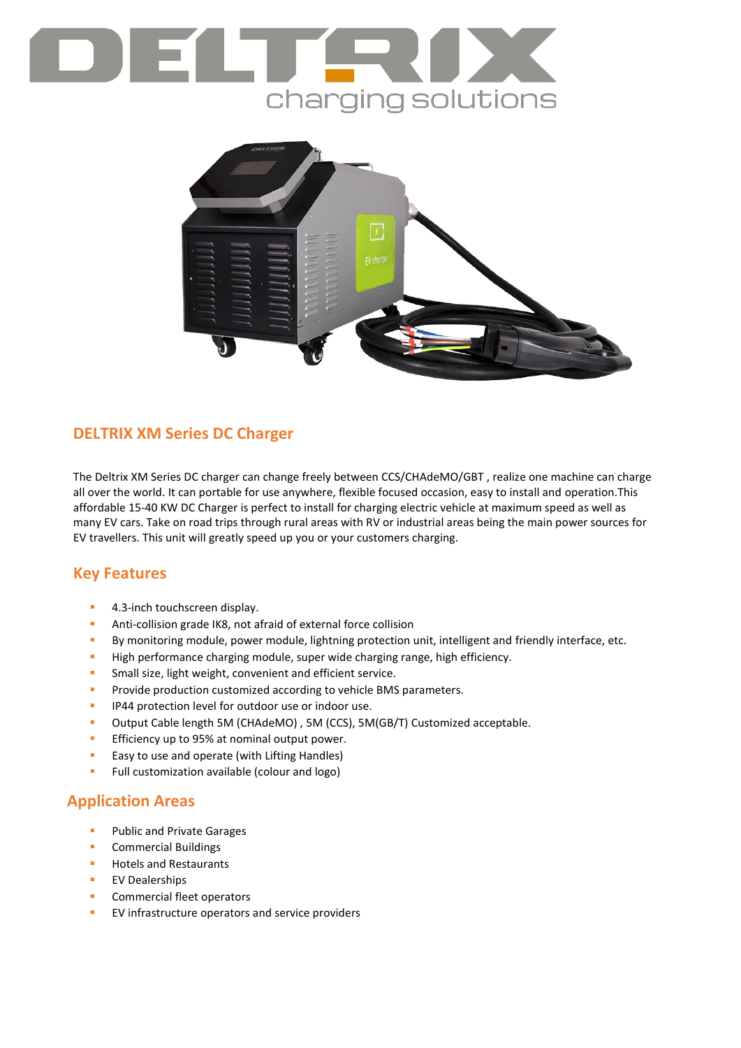# DELTRIX

charging solutions

## DELTRIX XM Series DC Charger

The Deltrix XM Series DC charger can change freely between CCS/CHAdeMO/GBT , realize one machine can charge all over the world. It can portable for use anywhere, flexible focused occasion, easy to install and operation.This affordable 15-40 KW DC Charger is perfect to install for charging electric vehicle at maximum speed as well as many EV cars. Take on road trips through rural areas with RV or industrial areas being the main power sources for EV travellers. This unit will greatly speed up you or your customers charging.

## Key Features

- 4.3-inch touchscreen display.
- Anti-collision grade IK8, not afraid of external force collision
- By monitoring module, power module, lightning protection unit, intelligent and friendly interface, etc.
- High performance charging module, super wide charging range, high efficiency.
- Small size, light weight, convenient and efficient service.
- Provide production customized according to vehicle BMS parameters.
- IP44 protection level for outdoor use or indoor use.
- Output Cable length 5M (CHAdeMO) , 5M (CCS), 5M(GB/T) Customized acceptable.
- Efficiency up to 95% at nominal output power.
- Easy to use and operate (with Lifting Handles)
- Full customization available (colour and logo)

## Application Areas

- Public and Private Garages
- Commercial Buildings
- Hotels and Restaurants
- EV Dealerships
- Commercial fleet operators
- EV infrastructure operators and service providers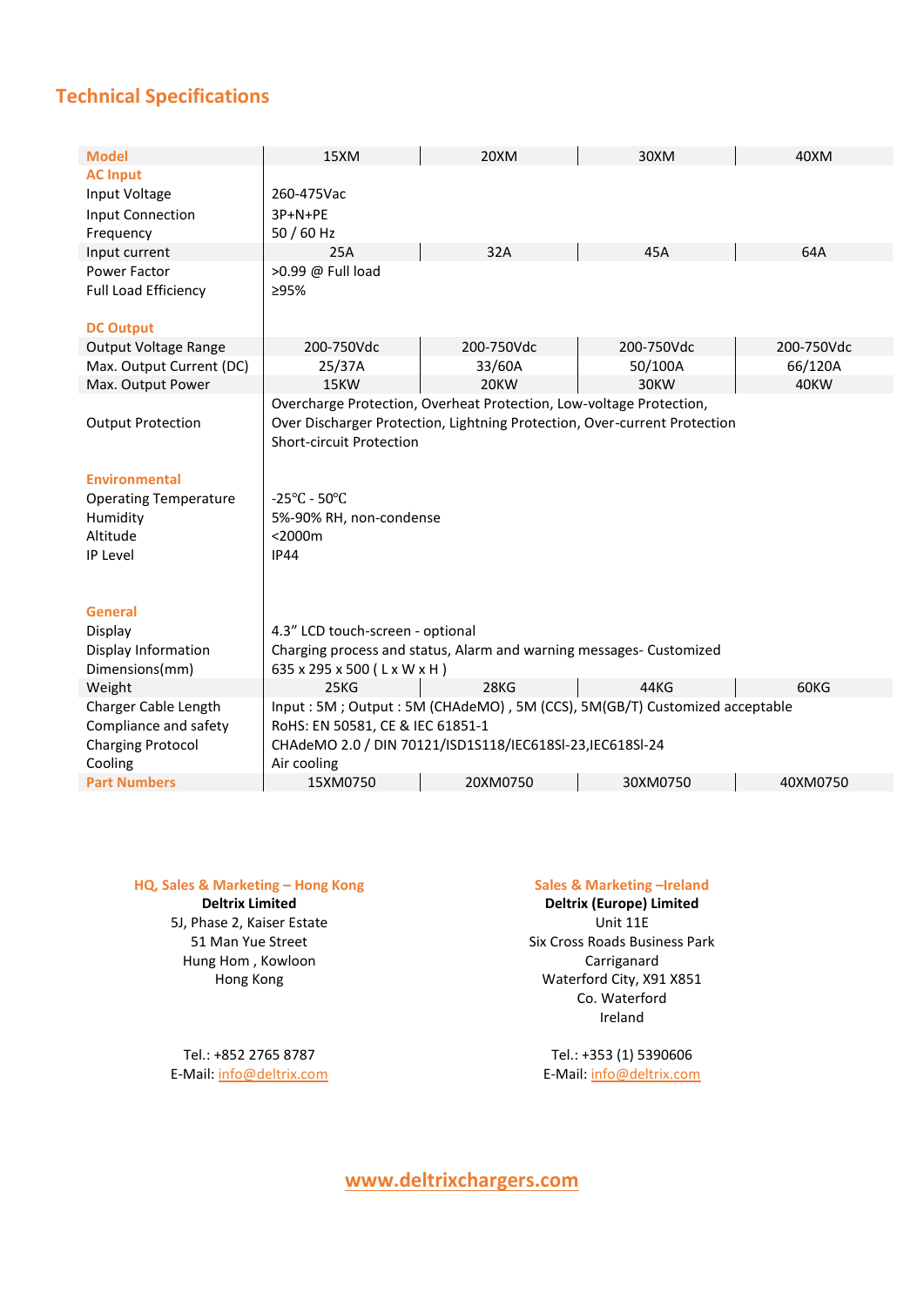## Technical Specifications

| Model | 15XM | 20XM | 30XM | 40XM |
|---|---|---|---|---|
| **AC Input** | | | | |
| Input Voltage | 260-475Vac | | | |
| Input Connection | 3P+N+PE | | | |
| Frequency | 50 / 60 Hz | | | |
| Input current | 25A | 32A | 45A | 64A |
| Power Factor | >0.99 @ Full load | | | |
| Full Load Efficiency | ≥95% | | | |
| **DC Output** | | | | |
| Output Voltage Range | 200-750Vdc | 200-750Vdc | 200-750Vdc | 200-750Vdc |
| Max. Output Current (DC) | 25/37A | 33/60A | 50/100A | 66/120A |
| Max. Output Power | 15KW | 20KW | 30KW | 40KW |
| Output Protection | Overcharge Protection, Overheat Protection, Low-voltage Protection, Over Discharger Protection, Lightning Protection, Over-current Protection Short-circuit Protection | | | |
| **Environmental** | | | | |
| Operating Temperature | -25℃ - 50℃ | | | |
| Humidity | 5%-90% RH, non-condense | | | |
| Altitude | <2000m | | | |
| IP Level | IP44 | | | |
| **General** | | | | |
| Display | 4.3" LCD touch-screen - optional | | | |
| Display Information | Charging process and status, Alarm and warning messages- Customized | | | |
| Dimensions(mm) | 635 x 295 x 500 ( L x W x H ) | | | |
| Weight | 25KG | 28KG | 44KG | 60KG |
| Charger Cable Length | Input : 5M ; Output : 5M (CHAdeMO) , 5M (CCS), 5M(GB/T) Customized acceptable | | | |
| Compliance and safety | RoHS: EN 50581, CE & IEC 61851-1 | | | |
| Charging Protocol | CHAdeMO 2.0 / DIN 70121/ISD1S118/IEC618Sl-23,IEC618Sl-24 | | | |
| Cooling | Air cooling | | | |
| **Part Numbers** | 15XM0750 | 20XM0750 | 30XM0750 | 40XM0750 |

**HQ, Sales & Marketing – Hong Kong**
**Deltrix Limited**
5J, Phase 2, Kaiser Estate
51 Man Yue Street
Hung Hom , Kowloon
Hong Kong

Tel.: +852 2765 8787
E-Mail: info@deltrix.com

**Sales & Marketing –Ireland**
**Deltrix (Europe) Limited**
Unit 11E
Six Cross Roads Business Park
Carriganard
Waterford City, X91 X851
Co. Waterford
Ireland

Tel.: +353 (1) 5390606
E-Mail: info@deltrix.com

**www.deltrixchargers.com**